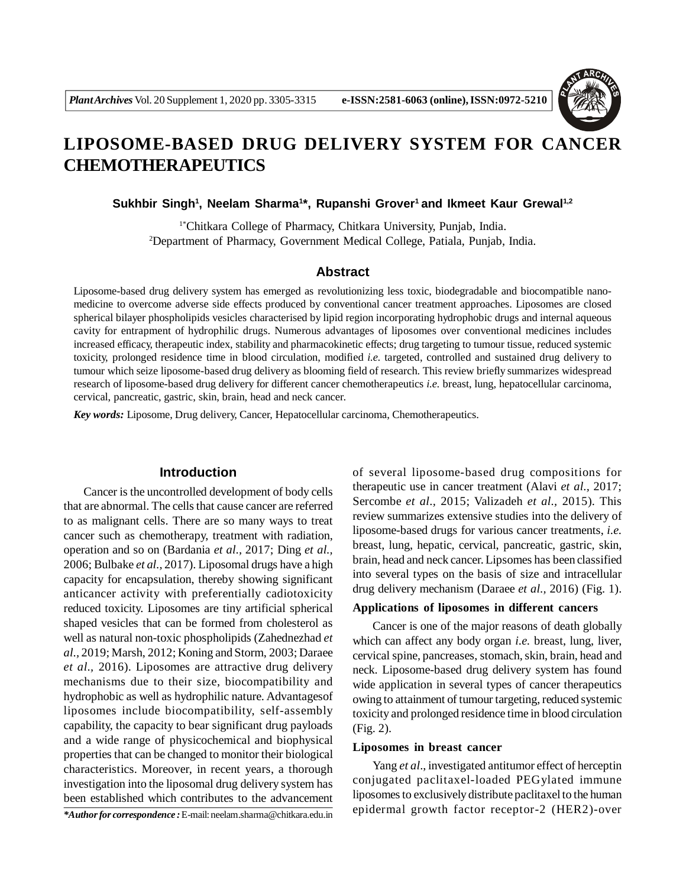# LIPOSOME-BASED DRUG DELIVERY SYSTEM FOR CANCER CHEMOTHERAPEUTICS

**Sukhbir Singh[1], Neelam Sharma[1]*, Rupanshi Grover[1] and Ikmeet Kaur Grewal[1,2]**

[1*]Chitkara College of Pharmacy, Chitkara University, Punjab, India.
[2]Department of Pharmacy, Government Medical College, Patiala, Punjab, India.

## Abstract

Liposome-based drug delivery system has emerged as revolutionizing less toxic, biodegradable and biocompatible nano-medicine to overcome adverse side effects produced by conventional cancer treatment approaches. Liposomes are closed spherical bilayer phospholipids vesicles characterised by lipid region incorporating hydrophobic drugs and internal aqueous cavity for entrapment of hydrophilic drugs. Numerous advantages of liposomes over conventional medicines includes increased efficacy, therapeutic index, stability and pharmacokinetic effects; drug targeting to tumour tissue, reduced systemic toxicity, prolonged residence time in blood circulation, modified *i.e.* targeted, controlled and sustained drug delivery to tumour which seize liposome-based drug delivery as blooming field of research. This review briefly summarizes widespread research of liposome-based drug delivery for different cancer chemotherapeutics *i.e.* breast, lung, hepatocellular carcinoma, cervical, pancreatic, gastric, skin, brain, head and neck cancer.

***Key words:*** Liposome, Drug delivery, Cancer, Hepatocellular carcinoma, Chemotherapeutics.

## Introduction

Cancer is the uncontrolled development of body cells that are abnormal. The cells that cause cancer are referred to as malignant cells. There are so many ways to treat cancer such as chemotherapy, treatment with radiation, operation and so on (Bardania *et al.,* 2017; Ding *et al.,* 2006; Bulbake *et al.,* 2017). Liposomal drugs have a high capacity for encapsulation, thereby showing significant anticancer activity with preferentially cadiotoxicity reduced toxicity. Liposomes are tiny artificial spherical shaped vesicles that can be formed from cholesterol as well as natural non-toxic phospholipids (Zahednezhad *et al.,* 2019; Marsh, 2012; Koning and Storm, 2003; Daraee *et al.,* 2016). Liposomes are attractive drug delivery mechanisms due to their size, biocompatibility and hydrophobic as well as hydrophilic nature. Advantagesof liposomes include biocompatibility, self-assembly capability, the capacity to bear significant drug payloads and a wide range of physicochemical and biophysical properties that can be changed to monitor their biological characteristics. Moreover, in recent years, a thorough investigation into the liposomal drug delivery system has been established which contributes to the advancement of several liposome-based drug compositions for therapeutic use in cancer treatment (Alavi *et al.,* 2017; Sercombe *et al.,* 2015; Valizadeh *et al.,* 2015). This review summarizes extensive studies into the delivery of liposome-based drugs for various cancer treatments, *i.e.* breast, lung, hepatic, cervical, pancreatic, gastric, skin, brain, head and neck cancer. Lipsomes has been classified into several types on the basis of size and intracellular drug delivery mechanism (Daraee *et al.,* 2016) (Fig. 1).

### Applications of liposomes in different cancers

Cancer is one of the major reasons of death globally which can affect any body organ *i.e.* breast, lung, liver, cervical spine, pancreases, stomach, skin, brain, head and neck. Liposome-based drug delivery system has found wide application in several types of cancer therapeutics owing to attainment of tumour targeting, reduced systemic toxicity and prolonged residence time in blood circulation (Fig. 2).

### Liposomes in breast cancer

Yang *et al*., investigated antitumor effect of herceptin conjugated paclitaxel-loaded PEGylated immune liposomes to exclusively distribute paclitaxel to the human epidermal growth factor receptor-2 (HER2)-over

***Author for correspondence :** E-mail: neelam.sharma@chitkara.edu.in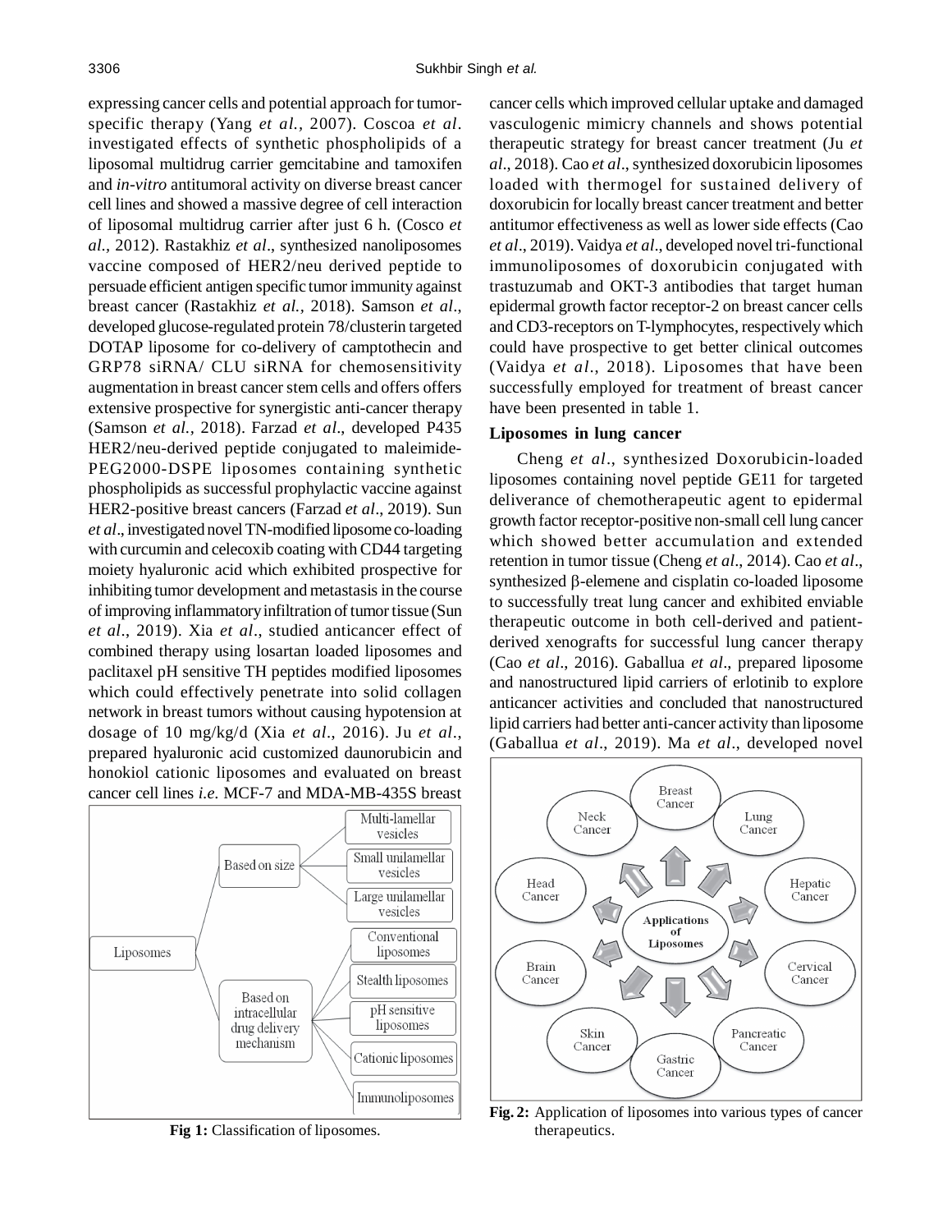expressing cancer cells and potential approach for tumor-specific therapy (Yang *et al.*, 2007). Coscoa *et al*. investigated effects of synthetic phospholipids of a liposomal multidrug carrier gemcitabine and tamoxifen and *in-vitro* antitumoral activity on diverse breast cancer cell lines and showed a massive degree of cell interaction of liposomal multidrug carrier after just 6 h. (Cosco *et al.*, 2012). Rastakhiz *et al*., synthesized nanoliposomes vaccine composed of HER2/neu derived peptide to persuade efficient antigen specific tumor immunity against breast cancer (Rastakhiz *et al.*, 2018). Samson *et al*., developed glucose-regulated protein 78/clusterin targeted DOTAP liposome for co-delivery of camptothecin and GRP78 siRNA/ CLU siRNA for chemosensitivity augmentation in breast cancer stem cells and offers offers extensive prospective for synergistic anti-cancer therapy (Samson *et al.*, 2018). Farzad *et al*., developed P435 HER2/neu-derived peptide conjugated to maleimide-PEG2000-DSPE liposomes containing synthetic phospholipids as successful prophylactic vaccine against HER2-positive breast cancers (Farzad *et al*., 2019). Sun *et al*., investigated novel TN-modified liposome co-loading with curcumin and celecoxib coating with CD44 targeting moiety hyaluronic acid which exhibited prospective for inhibiting tumor development and metastasis in the course of improving inflammatory infiltration of tumor tissue (Sun *et al*., 2019). Xia *et al*., studied anticancer effect of combined therapy using losartan loaded liposomes and paclitaxel pH sensitive TH peptides modified liposomes which could effectively penetrate into solid collagen network in breast tumors without causing hypotension at dosage of 10 mg/kg/d (Xia *et al*., 2016). Ju *et al*., prepared hyaluronic acid customized daunorubicin and honokiol cationic liposomes and evaluated on breast cancer cell lines *i.e.* MCF-7 and MDA-MB-435S breast cancer cells which improved cellular uptake and damaged vasculogenic mimicry channels and shows potential therapeutic strategy for breast cancer treatment (Ju *et al*., 2018). Cao *et al*., synthesized doxorubicin liposomes loaded with thermogel for sustained delivery of doxorubicin for locally breast cancer treatment and better antitumor effectiveness as well as lower side effects (Cao *et al*., 2019). Vaidya *et al*., developed novel tri-functional immunoliposomes of doxorubicin conjugated with trastuzumab and OKT-3 antibodies that target human epidermal growth factor receptor-2 on breast cancer cells and CD3-receptors on T-lymphocytes, respectively which could have prospective to get better clinical outcomes (Vaidya *et al*., 2018). Liposomes that have been successfully employed for treatment of breast cancer have been presented in table 1.

Liposomes: Based on size — Multi-lamellar vesicles; Small unilamellar vesicles; Large unilamellar vesicles. Based on intracellular drug delivery mechanism — Conventional liposomes; Stealth liposomes; pH sensitive liposomes; Cationic liposomes; Immunoliposomes.

**Fig 1:** Classification of liposomes.

## Liposomes in lung cancer

Cheng *et al*., synthesized Doxorubicin-loaded liposomes containing novel peptide GE11 for targeted deliverance of chemotherapeutic agent to epidermal growth factor receptor-positive non-small cell lung cancer which showed better accumulation and extended retention in tumor tissue (Cheng *et al*., 2014). Cao *et al*., synthesized β-elemene and cisplatin co-loaded liposome to successfully treat lung cancer and exhibited enviable therapeutic outcome in both cell-derived and patient-derived xenografts for successful lung cancer therapy (Cao *et al*., 2016). Gaballua *et al*., prepared liposome and nanostructured lipid carriers of erlotinib to explore anticancer activities and concluded that nanostructured lipid carriers had better anti-cancer activity than liposome (Gaballua *et al*., 2019). Ma *et al*., developed novel

Applications of Liposomes: Breast Cancer; Lung Cancer; Hepatic Cancer; Cervical Cancer; Pancreatic Cancer; Gastric Cancer; Skin Cancer; Brain Cancer; Head Cancer; Neck Cancer.

**Fig. 2:** Application of liposomes into various types of cancer therapeutics.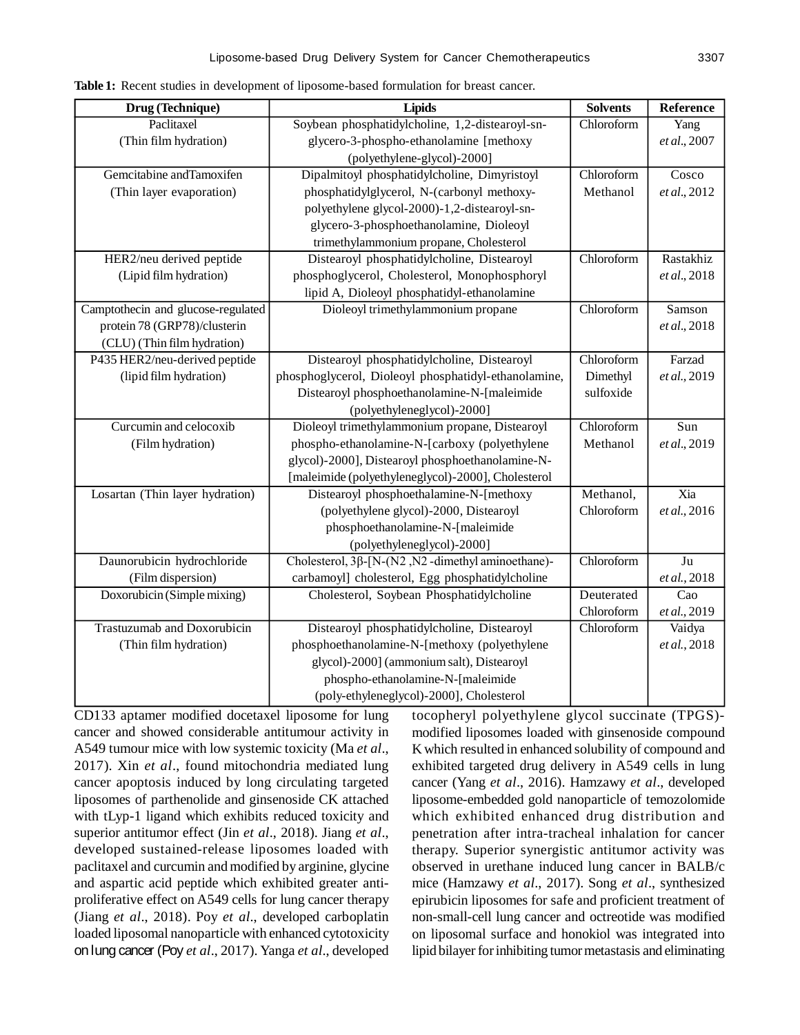**Table 1:** Recent studies in development of liposome-based formulation for breast cancer.

| Drug (Technique) | Lipids | Solvents | Reference |
|---|---|---|---|
| Paclitaxel (Thin film hydration) | Soybean phosphatidylcholine, 1,2-distearoyl-sn-glycero-3-phospho-ethanolamine [methoxy (polyethylene-glycol)-2000] | Chloroform | Yang *et al*., 2007 |
| Gemcitabine andTamoxifen (Thin layer evaporation) | Dipalmitoyl phosphatidylcholine, Dimyristoyl phosphatidylglycerol, N-(carbonyl methoxy-polyethylene glycol-2000)-1,2-distearoyl-sn-glycero-3-phosphoethanolamine, Dioleoyl trimethylammonium propane, Cholesterol | Chloroform Methanol | Cosco *et al*., 2012 |
| HER2/neu derived peptide (Lipid film hydration) | Distearoyl phosphatidylcholine, Distearoyl phosphoglycerol, Cholesterol, Monophosphoryl lipid A, Dioleoyl phosphatidyl-ethanolamine | Chloroform | Rastakhiz *et al*., 2018 |
| Camptothecin and glucose-regulated protein 78 (GRP78)/clusterin (CLU) (Thin film hydration) | Dioleoyl trimethylammonium propane | Chloroform | Samson *et al*., 2018 |
| P435 HER2/neu-derived peptide (lipid film hydration) | Distearoyl phosphatidylcholine, Distearoyl phosphoglycerol, Dioleoyl phosphatidyl-ethanolamine, Distearoyl phosphoethanolamine-N-[maleimide (polyethyleneglycol)-2000] | Chloroform Dimethyl sulfoxide | Farzad *et al*., 2019 |
| Curcumin and celocoxib (Film hydration) | Dioleoyl trimethylammonium propane, Distearoyl phospho-ethanolamine-N-[carboxy (polyethylene glycol)-2000], Distearoyl phosphoethanolamine-N-[maleimide (polyethyleneglycol)-2000], Cholesterol | Chloroform Methanol | Sun *et al*., 2019 |
| Losartan (Thin layer hydration) | Distearoyl phosphoethalamine-N-[methoxy (polyethylene glycol)-2000, Distearoyl phosphoethanolamine-N-[maleimide (polyethyleneglycol)-2000] | Methanol, Chloroform | Xia *et al*., 2016 |
| Daunorubicin hydrochloride (Film dispersion) | Cholesterol, 3β-[N-(N2 ,N2 -dimethyl aminoethane)-carbamoyl] cholesterol, Egg phosphatidylcholine | Chloroform | Ju *et al*., 2018 |
| Doxorubicin (Simple mixing) | Cholesterol, Soybean Phosphatidylcholine | Deuterated Chloroform | Cao *et al*., 2019 |
| Trastuzumab and Doxorubicin (Thin film hydration) | Distearoyl phosphatidylcholine, Distearoyl phosphoethanolamine-N-[methoxy (polyethylene glycol)-2000] (ammonium salt), Distearoyl phospho-ethanolamine-N-[maleimide (poly-ethyleneglycol)-2000], Cholesterol | Chloroform | Vaidya *et al*., 2018 |

CD133 aptamer modified docetaxel liposome for lung cancer and showed considerable antitumour activity in A549 tumour mice with low systemic toxicity (Ma *et al*., 2017). Xin *et al*., found mitochondria mediated lung cancer apoptosis induced by long circulating targeted liposomes of parthenolide and ginsenoside CK attached with tLyp-1 ligand which exhibits reduced toxicity and superior antitumor effect (Jin *et al*., 2018). Jiang *et al*., developed sustained-release liposomes loaded with paclitaxel and curcumin and modified by arginine, glycine and aspartic acid peptide which exhibited greater anti-proliferative effect on A549 cells for lung cancer therapy (Jiang *et al*., 2018). Poy *et al*., developed carboplatin loaded liposomal nanoparticle with enhanced cytotoxicity on lung cancer (Poy *et al*., 2017). Yanga *et al*., developed tocopheryl polyethylene glycol succinate (TPGS)-modified liposomes loaded with ginsenoside compound K which resulted in enhanced solubility of compound and exhibited targeted drug delivery in A549 cells in lung cancer (Yang *et al*., 2016). Hamzawy *et al*., developed liposome-embedded gold nanoparticle of temozolomide which exhibited enhanced drug distribution and penetration after intra-tracheal inhalation for cancer therapy. Superior synergistic antitumor activity was observed in urethane induced lung cancer in BALB/c mice (Hamzawy *et al*., 2017). Song *et al*., synthesized epirubicin liposomes for safe and proficient treatment of non-small-cell lung cancer and octreotide was modified on liposomal surface and honokiol was integrated into lipid bilayer for inhibiting tumor metastasis and eliminating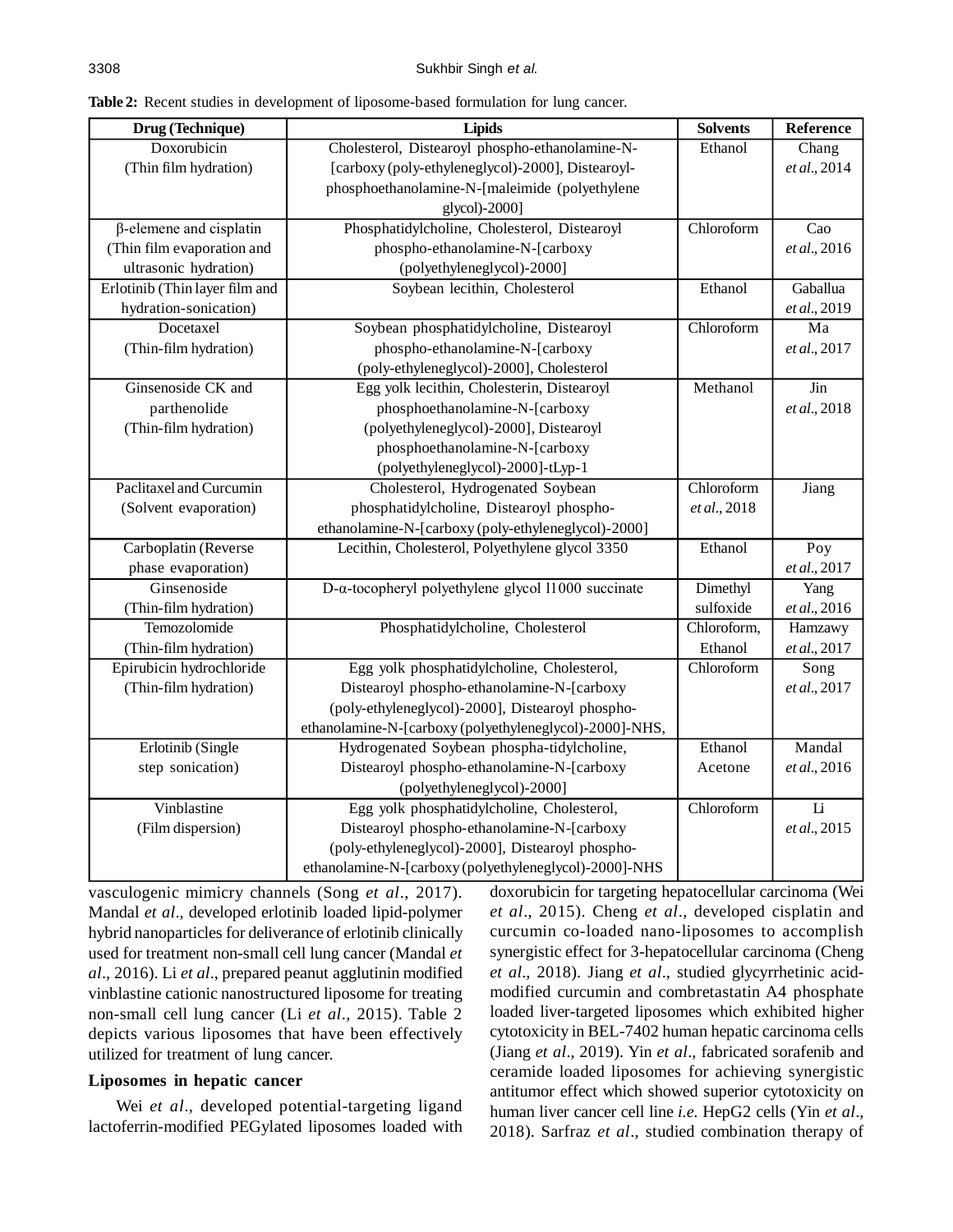**Table 2:** Recent studies in development of liposome-based formulation for lung cancer.

| Drug (Technique) | Lipids | Solvents | Reference |
|---|---|---|---|
| Doxorubicin (Thin film hydration) | Cholesterol, Distearoyl phospho-ethanolamine-N-[carboxy (poly-ethyleneglycol)-2000], Distearoyl-phosphoethanolamine-N-[maleimide (polyethylene glycol)-2000] | Ethanol | Chang *et al*., 2014 |
| β-elemene and cisplatin (Thin film evaporation and ultrasonic hydration) | Phosphatidylcholine, Cholesterol, Distearoyl phospho-ethanolamine-N-[carboxy (polyethyleneglycol)-2000] | Chloroform | Cao *et al*., 2016 |
| Erlotinib (Thin layer film and hydration-sonication) | Soybean lecithin, Cholesterol | Ethanol | Gaballua *et al*., 2019 |
| Docetaxel (Thin-film hydration) | Soybean phosphatidylcholine, Distearoyl phospho-ethanolamine-N-[carboxy (poly-ethyleneglycol)-2000], Cholesterol | Chloroform | Ma *et al*., 2017 |
| Ginsenoside CK and parthenolide (Thin-film hydration) | Egg yolk lecithin, Cholesterin, Distearoyl phosphoethanolamine-N-[carboxy (polyethyleneglycol)-2000], Distearoyl phosphoethanolamine-N-[carboxy (polyethyleneglycol)-2000]-tLyp-1 | Methanol | Jin *et al*., 2018 |
| Paclitaxel and Curcumin (Solvent evaporation) | Cholesterol, Hydrogenated Soybean phosphatidylcholine, Distearoyl phospho-ethanolamine-N-[carboxy (poly-ethyleneglycol)-2000] | Chloroform *et al*., 2018 | Jiang |
| Carboplatin (Reverse phase evaporation) | Lecithin, Cholesterol, Polyethylene glycol 3350 | Ethanol | Poy *et al*., 2017 |
| Ginsenoside (Thin-film hydration) | D-α-tocopheryl polyethylene glycol l1000 succinate | Dimethyl sulfoxide | Yang *et al*., 2016 |
| Temozolomide (Thin-film hydration) | Phosphatidylcholine, Cholesterol | Chloroform, Ethanol | Hamzawy *et al*., 2017 |
| Epirubicin hydrochloride (Thin-film hydration) | Egg yolk phosphatidylcholine, Cholesterol, Distearoyl phospho-ethanolamine-N-[carboxy (poly-ethyleneglycol)-2000], Distearoyl phospho-ethanolamine-N-[carboxy (polyethyleneglycol)-2000]-NHS, | Chloroform | Song *et al*., 2017 |
| Erlotinib (Single step sonication) | Hydrogenated Soybean phospha-tidylcholine, Distearoyl phospho-ethanolamine-N-[carboxy (polyethyleneglycol)-2000] | Ethanol Acetone | Mandal *et al*., 2016 |
| Vinblastine (Film dispersion) | Egg yolk phosphatidylcholine, Cholesterol, Distearoyl phospho-ethanolamine-N-[carboxy (poly-ethyleneglycol)-2000], Distearoyl phospho-ethanolamine-N-[carboxy (polyethyleneglycol)-2000]-NHS | Chloroform | Li *et al*., 2015 |

vasculogenic mimicry channels (Song *et al*., 2017). Mandal *et al*., developed erlotinib loaded lipid-polymer hybrid nanoparticles for deliverance of erlotinib clinically used for treatment non-small cell lung cancer (Mandal *et al*., 2016). Li *et al*., prepared peanut agglutinin modified vinblastine cationic nanostructured liposome for treating non-small cell lung cancer (Li *et al*., 2015). Table 2 depicts various liposomes that have been effectively utilized for treatment of lung cancer.

## Liposomes in hepatic cancer

Wei *et al*., developed potential-targeting ligand lactoferrin-modified PEGylated liposomes loaded with doxorubicin for targeting hepatocellular carcinoma (Wei *et al*., 2015). Cheng *et al*., developed cisplatin and curcumin co-loaded nano-liposomes to accomplish synergistic effect for 3-hepatocellular carcinoma (Cheng *et al*., 2018). Jiang *et al*., studied glycyrrhetinic acid-modified curcumin and combretastatin A4 phosphate loaded liver-targeted liposomes which exhibited higher cytotoxicity in BEL-7402 human hepatic carcinoma cells (Jiang *et al*., 2019). Yin *et al*., fabricated sorafenib and ceramide loaded liposomes for achieving synergistic antitumor effect which showed superior cytotoxicity on human liver cancer cell line *i.e.* HepG2 cells (Yin *et al*., 2018). Sarfraz *et al*., studied combination therapy of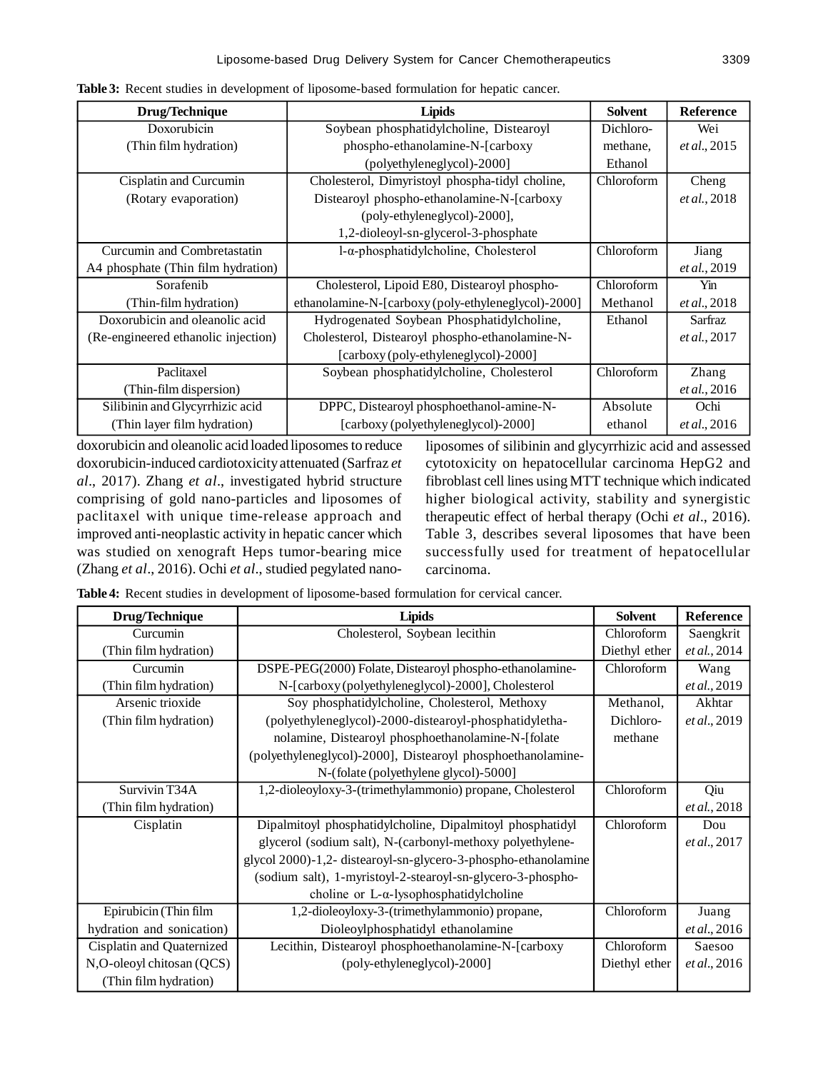**Table 3:** Recent studies in development of liposome-based formulation for hepatic cancer.

| Drug/Technique | Lipids | Solvent | Reference |
|---|---|---|---|
| Doxorubicin (Thin film hydration) | Soybean phosphatidylcholine, Distearoyl phospho-ethanolamine-N-[carboxy (polyethyleneglycol)-2000] | Dichloro-methane, Ethanol | Wei *et al.*, 2015 |
| Cisplatin and Curcumin (Rotary evaporation) | Cholesterol, Dimyristoyl phospha-tidyl choline, Distearoyl phospho-ethanolamine-N-[carboxy (poly-ethyleneglycol)-2000], 1,2-dioleoyl-sn-glycerol-3-phosphate | Chloroform | Cheng *et al.*, 2018 |
| Curcumin and Combretastatin A4 phosphate (Thin film hydration) | l-α-phosphatidylcholine, Cholesterol | Chloroform | Jiang *et al.*, 2019 |
| Sorafenib (Thin-film hydration) | Cholesterol, Lipoid E80, Distearoyl phospho-ethanolamine-N-[carboxy (poly-ethyleneglycol)-2000] | Chloroform Methanol | Yin *et al.*, 2018 |
| Doxorubicin and oleanolic acid (Re-engineered ethanolic injection) | Hydrogenated Soybean Phosphatidylcholine, Cholesterol, Distearoyl phospho-ethanolamine-N-[carboxy (poly-ethyleneglycol)-2000] | Ethanol | Sarfraz *et al.*, 2017 |
| Paclitaxel (Thin-film dispersion) | Soybean phosphatidylcholine, Cholesterol | Chloroform | Zhang *et al.*, 2016 |
| Silibinin and Glycyrrhizic acid (Thin layer film hydration) | DPPC, Distearoyl phosphoethanol-amine-N-[carboxy (polyethyleneglycol)-2000] | Absolute ethanol | Ochi *et al.*, 2016 |

doxorubicin and oleanolic acid loaded liposomes to reduce doxorubicin-induced cardiotoxicity attenuated (Sarfraz *et al*., 2017). Zhang *et al*., investigated hybrid structure comprising of gold nano-particles and liposomes of paclitaxel with unique time-release approach and improved anti-neoplastic activity in hepatic cancer which was studied on xenograft Heps tumor-bearing mice (Zhang *et al*., 2016). Ochi *et al*., studied pegylated nano-liposomes of silibinin and glycyrrhizic acid and assessed cytotoxicity on hepatocellular carcinoma HepG2 and fibroblast cell lines using MTT technique which indicated higher biological activity, stability and synergistic therapeutic effect of herbal therapy (Ochi *et al*., 2016). Table 3, describes several liposomes that have been successfully used for treatment of hepatocellular carcinoma.

**Table 4:** Recent studies in development of liposome-based formulation for cervical cancer.

| Drug/Technique | Lipids | Solvent | Reference |
|---|---|---|---|
| Curcumin (Thin film hydration) | Cholesterol, Soybean lecithin | Chloroform Diethyl ether | Saengkrit *et al.*, 2014 |
| Curcumin (Thin film hydration) | DSPE-PEG(2000) Folate, Distearoyl phospho-ethanolamine-N-[carboxy (polyethyleneglycol)-2000], Cholesterol | Chloroform | Wang *et al.*, 2019 |
| Arsenic trioxide (Thin film hydration) | Soy phosphatidylcholine, Cholesterol, Methoxy (polyethyleneglycol)-2000-distearoyl-phosphatidyletha-nolamine, Distearoyl phosphoethanolamine-N-[folate (polyethyleneglycol)-2000], Distearoyl phosphoethanolamine-N-(folate (polyethylene glycol)-5000] | Methanol, Dichloro-methane | Akhtar *et al.*, 2019 |
| Survivin T34A (Thin film hydration) | 1,2-dioleoyloxy-3-(trimethylammonio) propane, Cholesterol | Chloroform | Qiu *et al.*, 2018 |
| Cisplatin | Dipalmitoyl phosphatidylcholine, Dipalmitoyl phosphatidyl glycerol (sodium salt), N-(carbonyl-methoxy polyethylene-glycol 2000)-1,2- distearoyl-sn-glycero-3-phospho-ethanolamine (sodium salt), 1-myristoyl-2-stearoyl-sn-glycero-3-phospho-choline or L-α-lysophosphatidylcholine | Chloroform | Dou *et al.*, 2017 |
| Epirubicin (Thin film hydration and sonication) | 1,2-dioleoyloxy-3-(trimethylammonio) propane, Dioleoylphosphatidyl ethanolamine | Chloroform | Juang *et al.*, 2016 |
| Cisplatin and Quaternized N,O-oleoyl chitosan (QCS) (Thin film hydration) | Lecithin, Distearoyl phosphoethanolamine-N-[carboxy (poly-ethyleneglycol)-2000] | Chloroform Diethyl ether | Saesoo *et al.*, 2016 |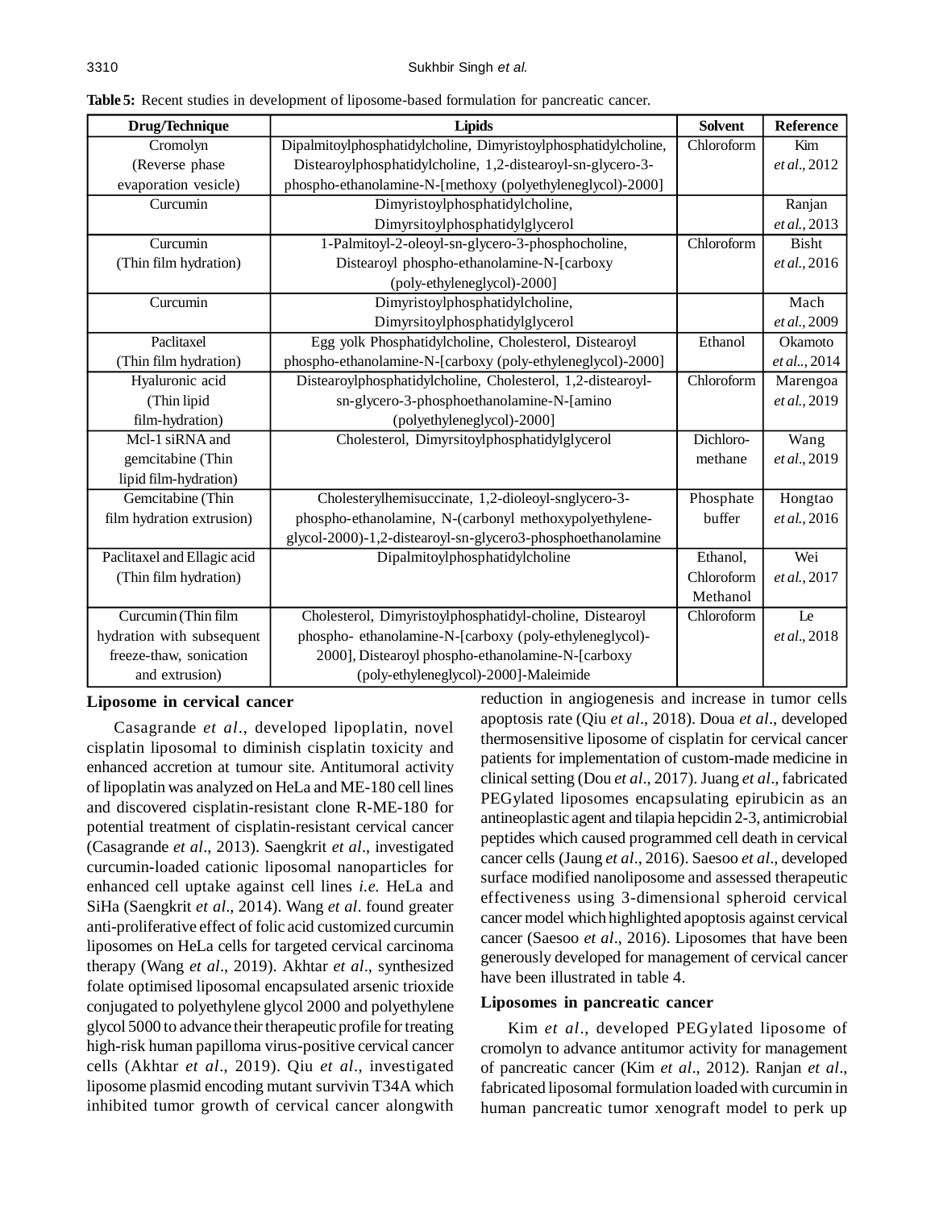**Table 5:** Recent studies in development of liposome-based formulation for pancreatic cancer.

| Drug/Technique | Lipids | Solvent | Reference |
|---|---|---|---|
| Cromolyn (Reverse phase evaporation vesicle) | Dipalmitoylphosphatidylcholine, Dimyristoylphosphatidylcholine, Distearoylphosphatidylcholine, 1,2-distearoyl-sn-glycero-3-phospho-ethanolamine-N-[methoxy (polyethyleneglycol)-2000] | Chloroform | Kim *et al*., 2012 |
| Curcumin | Dimyristoylphosphatidylcholine, Dimyrsitoylphosphatidylglycerol | | Ranjan *et al*., 2013 |
| Curcumin (Thin film hydration) | 1-Palmitoyl-2-oleoyl-sn-glycero-3-phosphocholine, Distearoyl phospho-ethanolamine-N-[carboxy (poly-ethyleneglycol)-2000] | Chloroform | Bisht *et al*., 2016 |
| Curcumin | Dimyristoylphosphatidylcholine, Dimyrsitoylphosphatidylglycerol | | Mach *et al*., 2009 |
| Paclitaxel (Thin film hydration) | Egg yolk Phosphatidylcholine, Cholesterol, Distearoyl phospho-ethanolamine-N-[carboxy (poly-ethyleneglycol)-2000] | Ethanol | Okamoto *et al*.., 2014 |
| Hyaluronic acid (Thin lipid film-hydration) | Distearoylphosphatidylcholine, Cholesterol, 1,2-distearoyl-sn-glycero-3-phosphoethanolamine-N-[amino (polyethyleneglycol)-2000] | Chloroform | Marengoa *et al*., 2019 |
| Mcl-1 siRNA and gemcitabine (Thin lipid film-hydration) | Cholesterol, Dimyrsitoylphosphatidylglycerol | Dichloro-methane | Wang *et al*., 2019 |
| Gemcitabine (Thin film hydration extrusion) | Cholesterylhemisuccinate, 1,2-dioleoyl-snglycero-3-phospho-ethanolamine, N-(carbonyl methoxypolyethylene-glycol-2000)-1,2-distearoyl-sn-glycero3-phosphoethanolamine | Phosphate buffer | Hongtao *et al*., 2016 |
| Paclitaxel and Ellagic acid (Thin film hydration) | Dipalmitoylphosphatidylcholine | Ethanol, Chloroform Methanol | Wei *et al*., 2017 |
| Curcumin (Thin film hydration with subsequent freeze-thaw, sonication and extrusion) | Cholesterol, Dimyristoylphosphatidyl-choline, Distearoyl phospho- ethanolamine-N-[carboxy (poly-ethyleneglycol)-2000], Distearoyl phospho-ethanolamine-N-[carboxy (poly-ethyleneglycol)-2000]-Maleimide | Chloroform | Le *et al*., 2018 |

## Liposome in cervical cancer

Casagrande *et al*., developed lipoplatin, novel cisplatin liposomal to diminish cisplatin toxicity and enhanced accretion at tumour site. Antitumoral activity of lipoplatin was analyzed on HeLa and ME-180 cell lines and discovered cisplatin-resistant clone R-ME-180 for potential treatment of cisplatin-resistant cervical cancer (Casagrande *et al*., 2013). Saengkrit *et al*., investigated curcumin-loaded cationic liposomal nanoparticles for enhanced cell uptake against cell lines *i.e.* HeLa and SiHa (Saengkrit *et al*., 2014). Wang *et al*. found greater anti-proliferative effect of folic acid customized curcumin liposomes on HeLa cells for targeted cervical carcinoma therapy (Wang *et al*., 2019). Akhtar *et al*., synthesized folate optimised liposomal encapsulated arsenic trioxide conjugated to polyethylene glycol 2000 and polyethylene glycol 5000 to advance their therapeutic profile for treating high-risk human papilloma virus-positive cervical cancer cells (Akhtar *et al*., 2019). Qiu *et al*., investigated liposome plasmid encoding mutant survivin T34A which inhibited tumor growth of cervical cancer alongwith reduction in angiogenesis and increase in tumor cells apoptosis rate (Qiu *et al*., 2018). Doua *et al*., developed thermosensitive liposome of cisplatin for cervical cancer patients for implementation of custom-made medicine in clinical setting (Dou *et al*., 2017). Juang *et al*., fabricated PEGylated liposomes encapsulating epirubicin as an antineoplastic agent and tilapia hepcidin 2-3, antimicrobial peptides which caused programmed cell death in cervical cancer cells (Jaung *et al*., 2016). Saesoo *et al*., developed surface modified nanoliposome and assessed therapeutic effectiveness using 3-dimensional spheroid cervical cancer model which highlighted apoptosis against cervical cancer (Saesoo *et al*., 2016). Liposomes that have been generously developed for management of cervical cancer have been illustrated in table 4.

## Liposomes in pancreatic cancer

Kim *et al*., developed PEGylated liposome of cromolyn to advance antitumor activity for management of pancreatic cancer (Kim *et al*., 2012). Ranjan *et al*., fabricated liposomal formulation loaded with curcumin in human pancreatic tumor xenograft model to perk up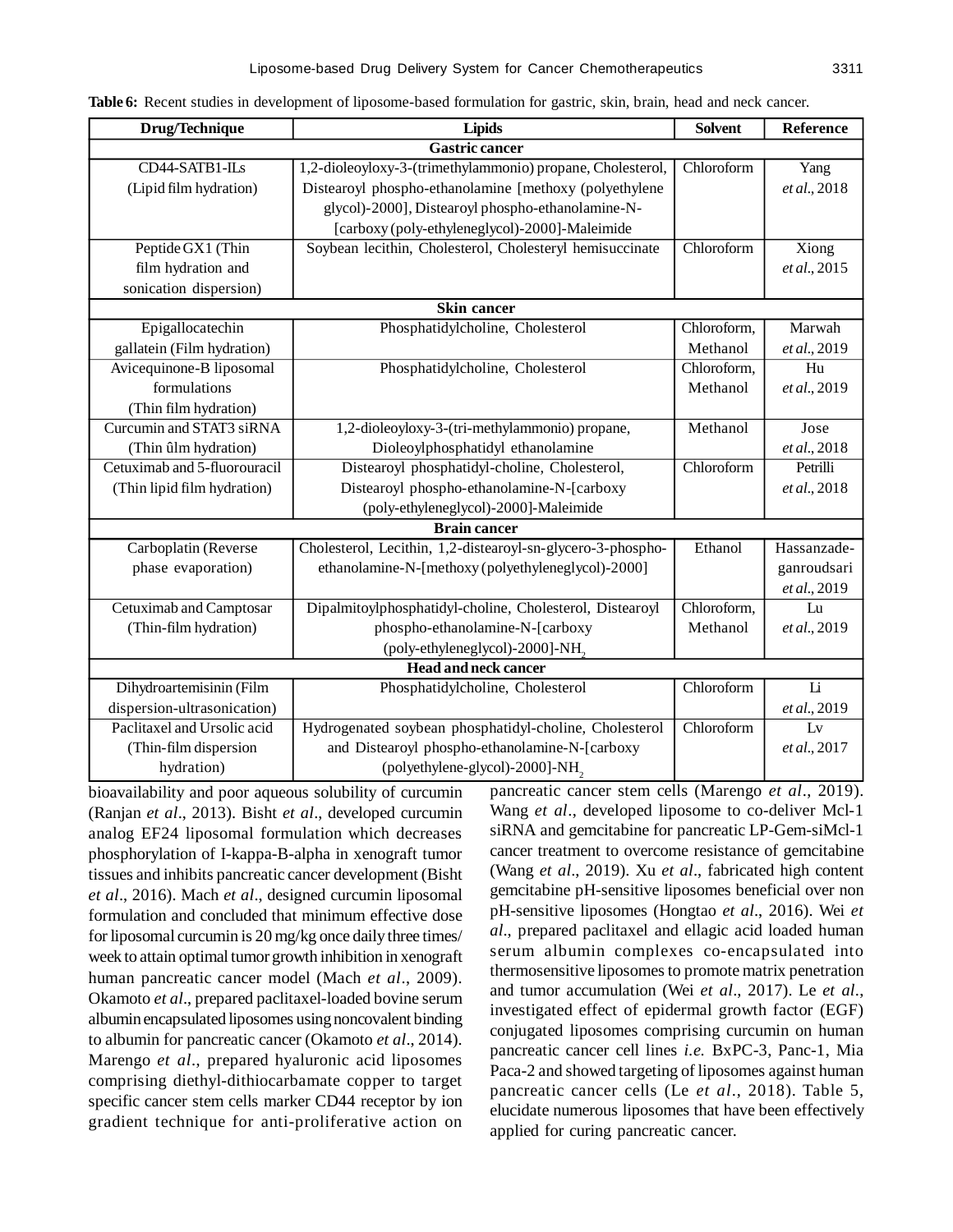**Table 6:** Recent studies in development of liposome-based formulation for gastric, skin, brain, head and neck cancer.

| Drug/Technique | Lipids | Solvent | Reference |
|---|---|---|---|
| **Gastric cancer** | | | |
| CD44-SATB1-ILs (Lipid film hydration) | 1,2-dioleoyloxy-3-(trimethylammonio) propane, Cholesterol, Distearoyl phospho-ethanolamine [methoxy (polyethylene glycol)-2000], Distearoyl phospho-ethanolamine-N-[carboxy (poly-ethyleneglycol)-2000]-Maleimide | Chloroform | Yang *et al*., 2018 |
| Peptide GX1 (Thin film hydration and sonication dispersion) | Soybean lecithin, Cholesterol, Cholesteryl hemisuccinate | Chloroform | Xiong *et al*., 2015 |
| **Skin cancer** | | | |
| Epigallocatechin gallatein (Film hydration) | Phosphatidylcholine, Cholesterol | Chloroform, Methanol | Marwah *et al*., 2019 |
| Avicequinone-B liposomal formulations (Thin film hydration) | Phosphatidylcholine, Cholesterol | Chloroform, Methanol | Hu *et al*., 2019 |
| Curcumin and STAT3 siRNA (Thin ûlm hydration) | 1,2-dioleoyloxy-3-(tri-methylammonio) propane, Dioleoylphosphatidyl ethanolamine | Methanol | Jose *et al*., 2018 |
| Cetuximab and 5-fluorouracil (Thin lipid film hydration) | Distearoyl phosphatidyl-choline, Cholesterol, Distearoyl phospho-ethanolamine-N-[carboxy (poly-ethyleneglycol)-2000]-Maleimide | Chloroform | Petrilli *et al*., 2018 |
| **Brain cancer** | | | |
| Carboplatin (Reverse phase evaporation) | Cholesterol, Lecithin, 1,2-distearoyl-sn-glycero-3-phospho-ethanolamine-N-[methoxy (polyethyleneglycol)-2000] | Ethanol | Hassanzade-ganroudsari *et al*., 2019 |
| Cetuximab and Camptosar (Thin-film hydration) | Dipalmitoylphosphatidyl-choline, Cholesterol, Distearoyl phospho-ethanolamine-N-[carboxy (poly-ethyleneglycol)-2000]-$NH_2$ | Chloroform, Methanol | Lu *et al*., 2019 |
| **Head and neck cancer** | | | |
| Dihydroartemisinin (Film dispersion-ultrasonication) | Phosphatidylcholine, Cholesterol | Chloroform | Li *et al*., 2019 |
| Paclitaxel and Ursolic acid (Thin-film dispersion hydration) | Hydrogenated soybean phosphatidyl-choline, Cholesterol and Distearoyl phospho-ethanolamine-N-[carboxy (polyethylene-glycol)-2000]-$NH_2$ | Chloroform | Lv *et al*., 2017 |

bioavailability and poor aqueous solubility of curcumin (Ranjan *et al*., 2013). Bisht *et al*., developed curcumin analog EF24 liposomal formulation which decreases phosphorylation of I-kappa-B-alpha in xenograft tumor tissues and inhibits pancreatic cancer development (Bisht *et al*., 2016). Mach *et al*., designed curcumin liposomal formulation and concluded that minimum effective dose for liposomal curcumin is 20 mg/kg once daily three times/ week to attain optimal tumor growth inhibition in xenograft human pancreatic cancer model (Mach *et al*., 2009). Okamoto *et al*., prepared paclitaxel-loaded bovine serum albumin encapsulated liposomes using noncovalent binding to albumin for pancreatic cancer (Okamoto *et al*., 2014). Marengo *et al*., prepared hyaluronic acid liposomes comprising diethyl-dithiocarbamate copper to target specific cancer stem cells marker CD44 receptor by ion gradient technique for anti-proliferative action on pancreatic cancer stem cells (Marengo *et al*., 2019). Wang *et al*., developed liposome to co-deliver Mcl-1 siRNA and gemcitabine for pancreatic LP-Gem-siMcl-1 cancer treatment to overcome resistance of gemcitabine (Wang *et al*., 2019). Xu *et al*., fabricated high content gemcitabine pH-sensitive liposomes beneficial over non pH-sensitive liposomes (Hongtao *et al*., 2016). Wei *et al*., prepared paclitaxel and ellagic acid loaded human serum albumin complexes co-encapsulated into thermosensitive liposomes to promote matrix penetration and tumor accumulation (Wei *et al*., 2017). Le *et al*., investigated effect of epidermal growth factor (EGF) conjugated liposomes comprising curcumin on human pancreatic cancer cell lines *i.e.* BxPC-3, Panc-1, Mia Paca-2 and showed targeting of liposomes against human pancreatic cancer cells (Le *et al*., 2018). Table 5, elucidate numerous liposomes that have been effectively applied for curing pancreatic cancer.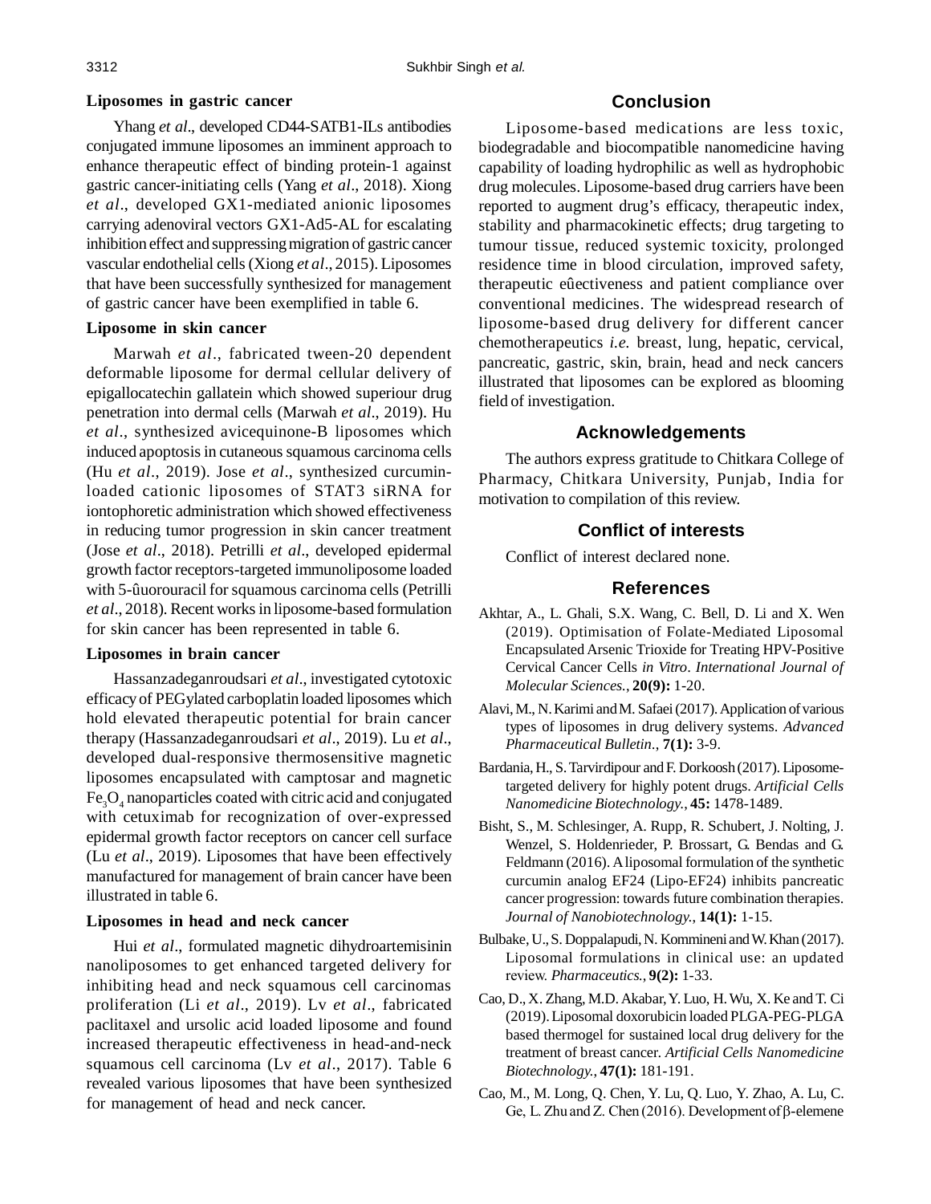### Liposomes in gastric cancer

Yhang *et al*., developed CD44-SATB1-ILs antibodies conjugated immune liposomes an imminent approach to enhance therapeutic effect of binding protein-1 against gastric cancer-initiating cells (Yang *et al*., 2018). Xiong *et al*., developed GX1-mediated anionic liposomes carrying adenoviral vectors GX1-Ad5-AL for escalating inhibition effect and suppressing migration of gastric cancer vascular endothelial cells (Xiong *et al*., 2015). Liposomes that have been successfully synthesized for management of gastric cancer have been exemplified in table 6.

### Liposome in skin cancer

Marwah *et al*., fabricated tween-20 dependent deformable liposome for dermal cellular delivery of epigallocatechin gallatein which showed superiour drug penetration into dermal cells (Marwah *et al*., 2019). Hu *et al*., synthesized avicequinone-B liposomes which induced apoptosis in cutaneous squamous carcinoma cells (Hu *et al*., 2019). Jose *et al*., synthesized curcumin-loaded cationic liposomes of STAT3 siRNA for iontophoretic administration which showed effectiveness in reducing tumor progression in skin cancer treatment (Jose *et al*., 2018). Petrilli *et al*., developed epidermal growth factor receptors-targeted immunoliposome loaded with 5-ûuorouracil for squamous carcinoma cells (Petrilli *et al*., 2018). Recent works in liposome-based formulation for skin cancer has been represented in table 6.

### Liposomes in brain cancer

Hassanzadeganroudsari *et al*., investigated cytotoxic efficacy of PEGylated carboplatin loaded liposomes which hold elevated therapeutic potential for brain cancer therapy (Hassanzadeganroudsari *et al*., 2019). Lu *et al*., developed dual-responsive thermosensitive magnetic liposomes encapsulated with camptosar and magnetic $Fe_3O_4$ nanoparticles coated with citric acid and conjugated with cetuximab for recognization of over-expressed epidermal growth factor receptors on cancer cell surface (Lu *et al*., 2019). Liposomes that have been effectively manufactured for management of brain cancer have been illustrated in table 6.

### Liposomes in head and neck cancer

Hui *et al*., formulated magnetic dihydroartemisinin nanoliposomes to get enhanced targeted delivery for inhibiting head and neck squamous cell carcinomas proliferation (Li *et al*., 2019). Lv *et al*., fabricated paclitaxel and ursolic acid loaded liposome and found increased therapeutic effectiveness in head-and-neck squamous cell carcinoma (Lv *et al*., 2017). Table 6 revealed various liposomes that have been synthesized for management of head and neck cancer.

## Conclusion

Liposome-based medications are less toxic, biodegradable and biocompatible nanomedicine having capability of loading hydrophilic as well as hydrophobic drug molecules. Liposome-based drug carriers have been reported to augment drug's efficacy, therapeutic index, stability and pharmacokinetic effects; drug targeting to tumour tissue, reduced systemic toxicity, prolonged residence time in blood circulation, improved safety, therapeutic eûectiveness and patient compliance over conventional medicines. The widespread research of liposome-based drug delivery for different cancer chemotherapeutics *i.e.* breast, lung, hepatic, cervical, pancreatic, gastric, skin, brain, head and neck cancers illustrated that liposomes can be explored as blooming field of investigation.

## Acknowledgements

The authors express gratitude to Chitkara College of Pharmacy, Chitkara University, Punjab, India for motivation to compilation of this review.

## Conflict of interests

Conflict of interest declared none.

## References

Akhtar, A., L. Ghali, S.X. Wang, C. Bell, D. Li and X. Wen (2019). Optimisation of Folate-Mediated Liposomal Encapsulated Arsenic Trioxide for Treating HPV-Positive Cervical Cancer Cells *in Vitro*. *International Journal of Molecular Sciences.*, **20(9):** 1-20.

Alavi, M., N. Karimi and M. Safaei (2017). Application of various types of liposomes in drug delivery systems. *Advanced Pharmaceutical Bulletin.*, **7(1):** 3-9.

Bardania, H., S. Tarvirdipour and F. Dorkoosh (2017). Liposome-targeted delivery for highly potent drugs. *Artificial Cells Nanomedicine Biotechnology.*, **45:** 1478-1489.

Bisht, S., M. Schlesinger, A. Rupp, R. Schubert, J. Nolting, J. Wenzel, S. Holdenrieder, P. Brossart, G. Bendas and G. Feldmann (2016). A liposomal formulation of the synthetic curcumin analog EF24 (Lipo-EF24) inhibits pancreatic cancer progression: towards future combination therapies. *Journal of Nanobiotechnology.*, **14(1):** 1-15.

Bulbake, U., S. Doppalapudi, N. Kommineni and W. Khan (2017). Liposomal formulations in clinical use: an updated review. *Pharmaceutics.*, **9(2):** 1-33.

Cao, D., X. Zhang, M.D. Akabar, Y. Luo, H. Wu, X. Ke and T. Ci (2019). Liposomal doxorubicin loaded PLGA-PEG-PLGA based thermogel for sustained local drug delivery for the treatment of breast cancer. *Artificial Cells Nanomedicine Biotechnology.*, **47(1):** 181-191.

Cao, M., M. Long, Q. Chen, Y. Lu, Q. Luo, Y. Zhao, A. Lu, C. Ge, L. Zhu and Z. Chen (2016). Development of β-elemene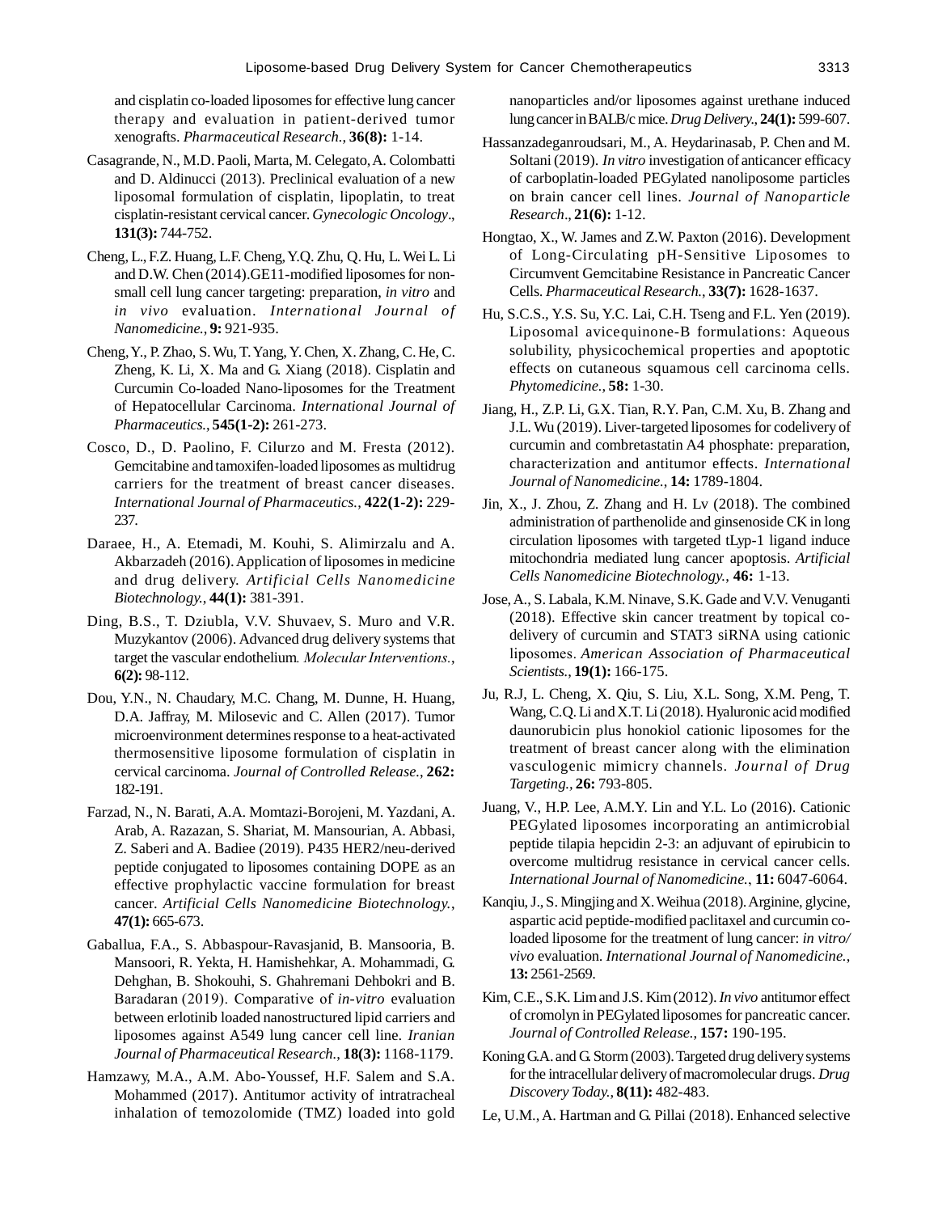and cisplatin co-loaded liposomes for effective lung cancer therapy and evaluation in patient-derived tumor xenografts. *Pharmaceutical Research.*, **36(8):** 1-14.

Casagrande, N., M.D. Paoli, Marta, M. Celegato, A. Colombatti and D. Aldinucci (2013). Preclinical evaluation of a new liposomal formulation of cisplatin, lipoplatin, to treat cisplatin-resistant cervical cancer. *Gynecologic Oncology*., **131(3):** 744-752.

Cheng, L., F.Z. Huang, L.F. Cheng, Y.Q. Zhu, Q. Hu, L. Wei L. Li and D.W. Chen (2014).GE11-modified liposomes for non-small cell lung cancer targeting: preparation, *in vitro* and *in vivo* evaluation. *International Journal of Nanomedicine.*, **9:** 921-935.

Cheng, Y., P. Zhao, S. Wu, T. Yang, Y. Chen, X. Zhang, C. He, C. Zheng, K. Li, X. Ma and G. Xiang (2018). Cisplatin and Curcumin Co-loaded Nano-liposomes for the Treatment of Hepatocellular Carcinoma. *International Journal of Pharmaceutics.*, **545(1-2):** 261-273.

Cosco, D., D. Paolino, F. Cilurzo and M. Fresta (2012). Gemcitabine and tamoxifen-loaded liposomes as multidrug carriers for the treatment of breast cancer diseases. *International Journal of Pharmaceutics.*, **422(1-2):** 229-237.

Daraee, H., A. Etemadi, M. Kouhi, S. Alimirzalu and A. Akbarzadeh (2016). Application of liposomes in medicine and drug delivery. *Artificial Cells Nanomedicine Biotechnology.*, **44(1):** 381-391.

Ding, B.S., T. Dziubla, V.V. Shuvaev, S. Muro and V.R. Muzykantov (2006). Advanced drug delivery systems that target the vascular endothelium. *Molecular Interventions.*, **6(2):** 98-112.

Dou, Y.N., N. Chaudary, M.C. Chang, M. Dunne, H. Huang, D.A. Jaffray, M. Milosevic and C. Allen (2017). Tumor microenvironment determines response to a heat-activated thermosensitive liposome formulation of cisplatin in cervical carcinoma. *Journal of Controlled Release.*, **262:** 182-191.

Farzad, N., N. Barati, A.A. Momtazi-Borojeni, M. Yazdani, A. Arab, A. Razazan, S. Shariat, M. Mansourian, A. Abbasi, Z. Saberi and A. Badiee (2019). P435 HER2/neu-derived peptide conjugated to liposomes containing DOPE as an effective prophylactic vaccine formulation for breast cancer. *Artificial Cells Nanomedicine Biotechnology.*, **47(1):** 665-673.

Gaballua, F.A., S. Abbaspour-Ravasjanid, B. Mansooria, B. Mansoori, R. Yekta, H. Hamishehkar, A. Mohammadi, G. Dehghan, B. Shokouhi, S. Ghahremani Dehbokri and B. Baradaran (2019). Comparative of *in-vitro* evaluation between erlotinib loaded nanostructured lipid carriers and liposomes against A549 lung cancer cell line. *Iranian Journal of Pharmaceutical Research.*, **18(3):** 1168-1179.

Hamzawy, M.A., A.M. Abo-Youssef, H.F. Salem and S.A. Mohammed (2017). Antitumor activity of intratracheal inhalation of temozolomide (TMZ) loaded into gold nanoparticles and/or liposomes against urethane induced lung cancer in BALB/c mice. *Drug Delivery.*, **24(1):** 599-607.

Hassanzadeganroudsari, M., A. Heydarinasab, P. Chen and M. Soltani (2019). *In vitro* investigation of anticancer efficacy of carboplatin-loaded PEGylated nanoliposome particles on brain cancer cell lines. *Journal of Nanoparticle Research*., **21(6):** 1-12.

Hongtao, X., W. James and Z.W. Paxton (2016). Development of Long-Circulating pH-Sensitive Liposomes to Circumvent Gemcitabine Resistance in Pancreatic Cancer Cells. *Pharmaceutical Research.*, **33(7):** 1628-1637.

Hu, S.C.S., Y.S. Su, Y.C. Lai, C.H. Tseng and F.L. Yen (2019). Liposomal avicequinone-B formulations: Aqueous solubility, physicochemical properties and apoptotic effects on cutaneous squamous cell carcinoma cells. *Phytomedicine.*, **58:** 1-30.

Jiang, H., Z.P. Li, G.X. Tian, R.Y. Pan, C.M. Xu, B. Zhang and J.L. Wu (2019). Liver-targeted liposomes for codelivery of curcumin and combretastatin A4 phosphate: preparation, characterization and antitumor effects. *International Journal of Nanomedicine.*, **14:** 1789-1804.

Jin, X., J. Zhou, Z. Zhang and H. Lv (2018). The combined administration of parthenolide and ginsenoside CK in long circulation liposomes with targeted tLyp-1 ligand induce mitochondria mediated lung cancer apoptosis. *Artificial Cells Nanomedicine Biotechnology.*, **46:** 1-13.

Jose, A., S. Labala, K.M. Ninave, S.K. Gade and V.V. Venuganti (2018). Effective skin cancer treatment by topical co-delivery of curcumin and STAT3 siRNA using cationic liposomes. *American Association of Pharmaceutical Scientists.*, **19(1):** 166-175.

Ju, R.J, L. Cheng, X. Qiu, S. Liu, X.L. Song, X.M. Peng, T. Wang, C.Q. Li and X.T. Li (2018). Hyaluronic acid modified daunorubicin plus honokiol cationic liposomes for the treatment of breast cancer along with the elimination vasculogenic mimicry channels. *Journal of Drug Targeting.*, **26:** 793-805.

Juang, V., H.P. Lee, A.M.Y. Lin and Y.L. Lo (2016). Cationic PEGylated liposomes incorporating an antimicrobial peptide tilapia hepcidin 2-3: an adjuvant of epirubicin to overcome multidrug resistance in cervical cancer cells. *International Journal of Nanomedicine.*, **11:** 6047-6064.

Kanqiu, J., S. Mingjing and X. Weihua (2018). Arginine, glycine, aspartic acid peptide-modified paclitaxel and curcumin co-loaded liposome for the treatment of lung cancer: *in vitro/vivo* evaluation. *International Journal of Nanomedicine.*, **13:** 2561-2569.

Kim, C.E., S.K. Lim and J.S. Kim (2012). *In vivo* antitumor effect of cromolyn in PEGylated liposomes for pancreatic cancer. *Journal of Controlled Release.*, **157:** 190-195.

Koning G.A. and G. Storm (2003). Targeted drug delivery systems for the intracellular delivery of macromolecular drugs. *Drug Discovery Today.*, **8(11):** 482-483.

Le, U.M., A. Hartman and G. Pillai (2018). Enhanced selective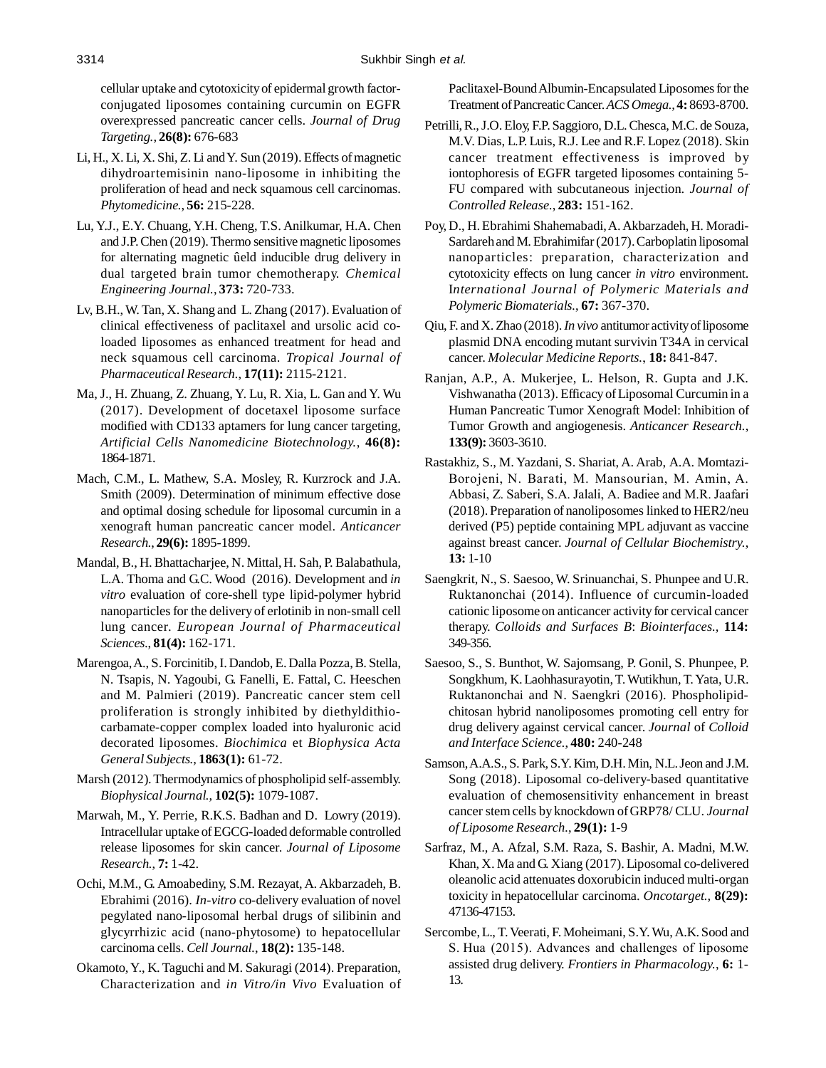cellular uptake and cytotoxicity of epidermal growth factor-conjugated liposomes containing curcumin on EGFR overexpressed pancreatic cancer cells. *Journal of Drug Targeting.*, **26(8):** 676-683

Li, H., X. Li, X. Shi, Z. Li and Y. Sun (2019). Effects of magnetic dihydroartemisinin nano-liposome in inhibiting the proliferation of head and neck squamous cell carcinomas. *Phytomedicine.*, **56:** 215-228.

Lu, Y.J., E.Y. Chuang, Y.H. Cheng, T.S. Anilkumar, H.A. Chen and J.P. Chen (2019). Thermo sensitive magnetic liposomes for alternating magnetic ûeld inducible drug delivery in dual targeted brain tumor chemotherapy. *Chemical Engineering Journal.*, **373:** 720-733.

Lv, B.H., W. Tan, X. Shang and L. Zhang (2017). Evaluation of clinical effectiveness of paclitaxel and ursolic acid co-loaded liposomes as enhanced treatment for head and neck squamous cell carcinoma. *Tropical Journal of Pharmaceutical Research.*, **17(11):** 2115-2121.

Ma, J., H. Zhuang, Z. Zhuang, Y. Lu, R. Xia, L. Gan and Y. Wu (2017). Development of docetaxel liposome surface modified with CD133 aptamers for lung cancer targeting, *Artificial Cells Nanomedicine Biotechnology.*, **46(8):** 1864-1871.

Mach, C.M., L. Mathew, S.A. Mosley, R. Kurzrock and J.A. Smith (2009). Determination of minimum effective dose and optimal dosing schedule for liposomal curcumin in a xenograft human pancreatic cancer model. *Anticancer Research.*, **29(6):** 1895-1899.

Mandal, B., H. Bhattacharjee, N. Mittal, H. Sah, P. Balabathula, L.A. Thoma and G.C. Wood (2016). Development and *in vitro* evaluation of core-shell type lipid-polymer hybrid nanoparticles for the delivery of erlotinib in non-small cell lung cancer. *European Journal of Pharmaceutical Sciences.*, **81(4):** 162-171.

Marengoa, A., S. Forcinitib, I. Dandob, E. Dalla Pozza, B. Stella, N. Tsapis, N. Yagoubi, G. Fanelli, E. Fattal, C. Heeschen and M. Palmieri (2019). Pancreatic cancer stem cell proliferation is strongly inhibited by diethyldithio-carbamate-copper complex loaded into hyaluronic acid decorated liposomes. *Biochimica* et *Biophysica Acta General Subjects.*, **1863(1):** 61-72.

Marsh (2012). Thermodynamics of phospholipid self-assembly. *Biophysical Journal.*, **102(5):** 1079-1087.

Marwah, M., Y. Perrie, R.K.S. Badhan and D. Lowry (2019). Intracellular uptake of EGCG-loaded deformable controlled release liposomes for skin cancer. *Journal of Liposome Research.*, **7:** 1-42.

Ochi, M.M., G. Amoabediny, S.M. Rezayat, A. Akbarzadeh, B. Ebrahimi (2016). *In-vitro* co-delivery evaluation of novel pegylated nano-liposomal herbal drugs of silibinin and glycyrrhizic acid (nano-phytosome) to hepatocellular carcinoma cells. *Cell Journal.*, **18(2):** 135-148.

Okamoto, Y., K. Taguchi and M. Sakuragi (2014). Preparation, Characterization and *in Vitro/in Vivo* Evaluation of Paclitaxel-Bound Albumin-Encapsulated Liposomes for the Treatment of Pancreatic Cancer. *ACS Omega.*, **4:** 8693-8700.

Petrilli, R., J.O. Eloy, F.P. Saggioro, D.L. Chesca, M.C. de Souza, M.V. Dias, L.P. Luis, R.J. Lee and R.F. Lopez (2018). Skin cancer treatment effectiveness is improved by iontophoresis of EGFR targeted liposomes containing 5-FU compared with subcutaneous injection. *Journal of Controlled Release.*, **283:** 151-162.

Poy, D., H. Ebrahimi Shahemabadi, A. Akbarzadeh, H. Moradi-Sardareh and M. Ebrahimifar (2017). Carboplatin liposomal nanoparticles: preparation, characterization and cytotoxicity effects on lung cancer *in vitro* environment. *International Journal of Polymeric Materials and Polymeric Biomaterials.*, **67:** 367-370.

Qiu, F. and X. Zhao (2018). *In vivo* antitumor activity of liposome plasmid DNA encoding mutant survivin T34A in cervical cancer. *Molecular Medicine Reports.*, **18:** 841-847.

Ranjan, A.P., A. Mukerjee, L. Helson, R. Gupta and J.K. Vishwanatha (2013). Efficacy of Liposomal Curcumin in a Human Pancreatic Tumor Xenograft Model: Inhibition of Tumor Growth and angiogenesis. *Anticancer Research.*, **133(9):** 3603-3610.

Rastakhiz, S., M. Yazdani, S. Shariat, A. Arab, A.A. Momtazi-Borojeni, N. Barati, M. Mansourian, M. Amin, A. Abbasi, Z. Saberi, S.A. Jalali, A. Badiee and M.R. Jaafari (2018). Preparation of nanoliposomes linked to HER2/neu derived (P5) peptide containing MPL adjuvant as vaccine against breast cancer. *Journal of Cellular Biochemistry.*, **13:** 1-10

Saengkrit, N., S. Saesoo, W. Srinuanchai, S. Phunpee and U.R. Ruktanonchai (2014). Influence of curcumin-loaded cationic liposome on anticancer activity for cervical cancer therapy. *Colloids and Surfaces B*: *Biointerfaces.*, **114:** 349-356.

Saesoo, S., S. Bunthot, W. Sajomsang, P. Gonil, S. Phunpee, P. Songkhum, K. Laohhasurayotin, T. Wutikhun, T. Yata, U.R. Ruktanonchai and N. Saengkri (2016). Phospholipid-chitosan hybrid nanoliposomes promoting cell entry for drug delivery against cervical cancer. *Journal* of *Colloid and Interface Science.*, **480:** 240-248

Samson, A.A.S., S. Park, S.Y. Kim, D.H. Min, N.L. Jeon and J.M. Song (2018). Liposomal co-delivery-based quantitative evaluation of chemosensitivity enhancement in breast cancer stem cells by knockdown of GRP78/ CLU. *Journal of Liposome Research.*, **29(1):** 1-9

Sarfraz, M., A. Afzal, S.M. Raza, S. Bashir, A. Madni, M.W. Khan, X. Ma and G. Xiang (2017). Liposomal co-delivered oleanolic acid attenuates doxorubicin induced multi-organ toxicity in hepatocellular carcinoma. *Oncotarget.*, **8(29):** 47136-47153.

Sercombe, L., T. Veerati, F. Moheimani, S.Y. Wu, A.K. Sood and S. Hua (2015). Advances and challenges of liposome assisted drug delivery. *Frontiers in Pharmacology.*, **6:** 1-13.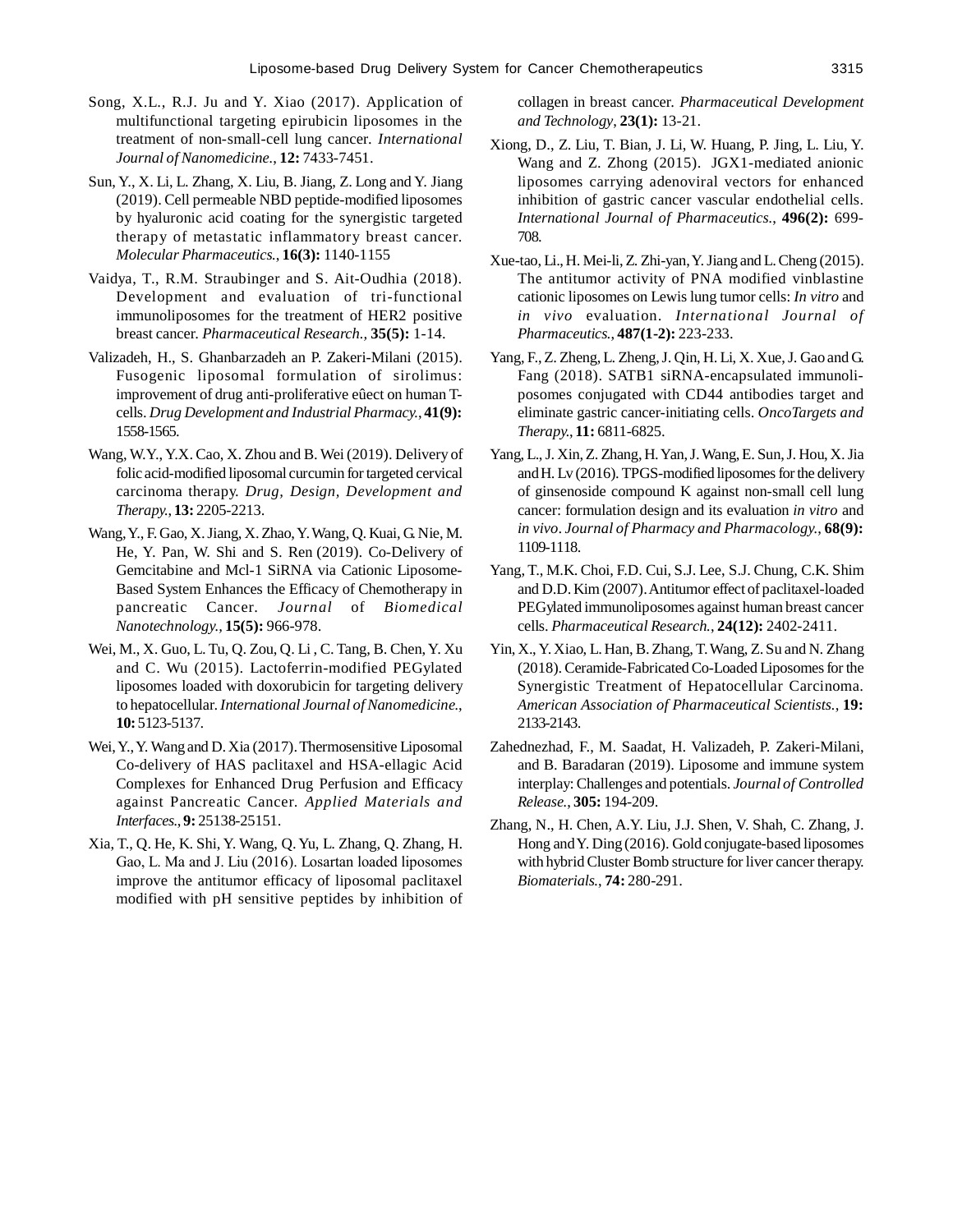Song, X.L., R.J. Ju and Y. Xiao (2017). Application of multifunctional targeting epirubicin liposomes in the treatment of non-small-cell lung cancer. *International Journal of Nanomedicine.*, **12:** 7433-7451.

Sun, Y., X. Li, L. Zhang, X. Liu, B. Jiang, Z. Long and Y. Jiang (2019). Cell permeable NBD peptide-modified liposomes by hyaluronic acid coating for the synergistic targeted therapy of metastatic inflammatory breast cancer. *Molecular Pharmaceutics.*, **16(3):** 1140-1155

Vaidya, T., R.M. Straubinger and S. Ait-Oudhia (2018). Development and evaluation of tri-functional immunoliposomes for the treatment of HER2 positive breast cancer. *Pharmaceutical Research.*, **35(5):** 1-14.

Valizadeh, H., S. Ghanbarzadeh an P. Zakeri-Milani (2015). Fusogenic liposomal formulation of sirolimus: improvement of drug anti-proliferative eûect on human T-cells. *Drug Development and Industrial Pharmacy.*, **41(9):** 1558-1565.

Wang, W.Y., Y.X. Cao, X. Zhou and B. Wei (2019). Delivery of folic acid-modified liposomal curcumin for targeted cervical carcinoma therapy. *Drug, Design, Development and Therapy.*, **13:** 2205-2213.

Wang, Y., F. Gao, X. Jiang, X. Zhao, Y. Wang, Q. Kuai, G. Nie, M. He, Y. Pan, W. Shi and S. Ren (2019). Co-Delivery of Gemcitabine and Mcl-1 SiRNA via Cationic Liposome-Based System Enhances the Efficacy of Chemotherapy in pancreatic Cancer. *Journal* of *Biomedical Nanotechnology.*, **15(5):** 966-978.

Wei, M., X. Guo, L. Tu, Q. Zou, Q. Li , C. Tang, B. Chen, Y. Xu and C. Wu (2015). Lactoferrin-modified PEGylated liposomes loaded with doxorubicin for targeting delivery to hepatocellular. *International Journal of Nanomedicine.*, **10:** 5123-5137.

Wei, Y., Y. Wang and D. Xia (2017). Thermosensitive Liposomal Co-delivery of HAS paclitaxel and HSA-ellagic Acid Complexes for Enhanced Drug Perfusion and Efficacy against Pancreatic Cancer. *Applied Materials and Interfaces.*, **9:** 25138-25151.

Xia, T., Q. He, K. Shi, Y. Wang, Q. Yu, L. Zhang, Q. Zhang, H. Gao, L. Ma and J. Liu (2016). Losartan loaded liposomes improve the antitumor efficacy of liposomal paclitaxel modified with pH sensitive peptides by inhibition of collagen in breast cancer. *Pharmaceutical Development and Technology*, **23(1):** 13-21.

Xiong, D., Z. Liu, T. Bian, J. Li, W. Huang, P. Jing, L. Liu, Y. Wang and Z. Zhong (2015). JGX1-mediated anionic liposomes carrying adenoviral vectors for enhanced inhibition of gastric cancer vascular endothelial cells. *International Journal of Pharmaceutics.*, **496(2):** 699-708.

Xue-tao, Li., H. Mei-li, Z. Zhi-yan, Y. Jiang and L. Cheng (2015). The antitumor activity of PNA modified vinblastine cationic liposomes on Lewis lung tumor cells: *In vitro* and *in vivo* evaluation. *International Journal of Pharmaceutics.*, **487(1-2):** 223-233.

Yang, F., Z. Zheng, L. Zheng, J. Qin, H. Li, X. Xue, J. Gao and G. Fang (2018). SATB1 siRNA-encapsulated immunoliposomes conjugated with CD44 antibodies target and eliminate gastric cancer-initiating cells. *OncoTargets and Therapy.*, **11:** 6811-6825.

Yang, L., J. Xin, Z. Zhang, H. Yan, J. Wang, E. Sun, J. Hou, X. Jia and H. Lv (2016). TPGS-modified liposomes for the delivery of ginsenoside compound K against non-small cell lung cancer: formulation design and its evaluation *in vitro* and *in vivo*. *Journal of Pharmacy and Pharmacology.*, **68(9):** 1109-1118.

Yang, T., M.K. Choi, F.D. Cui, S.J. Lee, S.J. Chung, C.K. Shim and D.D. Kim (2007). Antitumor effect of paclitaxel-loaded PEGylated immunoliposomes against human breast cancer cells. *Pharmaceutical Research.*, **24(12):** 2402-2411.

Yin, X., Y. Xiao, L. Han, B. Zhang, T. Wang, Z. Su and N. Zhang (2018). Ceramide-Fabricated Co-Loaded Liposomes for the Synergistic Treatment of Hepatocellular Carcinoma. *American Association of Pharmaceutical Scientists.*, **19:** 2133-2143.

Zahednezhad, F., M. Saadat, H. Valizadeh, P. Zakeri-Milani, and B. Baradaran (2019). Liposome and immune system interplay: Challenges and potentials. *Journal of Controlled Release.*, **305:** 194-209.

Zhang, N., H. Chen, A.Y. Liu, J.J. Shen, V. Shah, C. Zhang, J. Hong and Y. Ding (2016). Gold conjugate-based liposomes with hybrid Cluster Bomb structure for liver cancer therapy. *Biomaterials.*, **74:** 280-291.